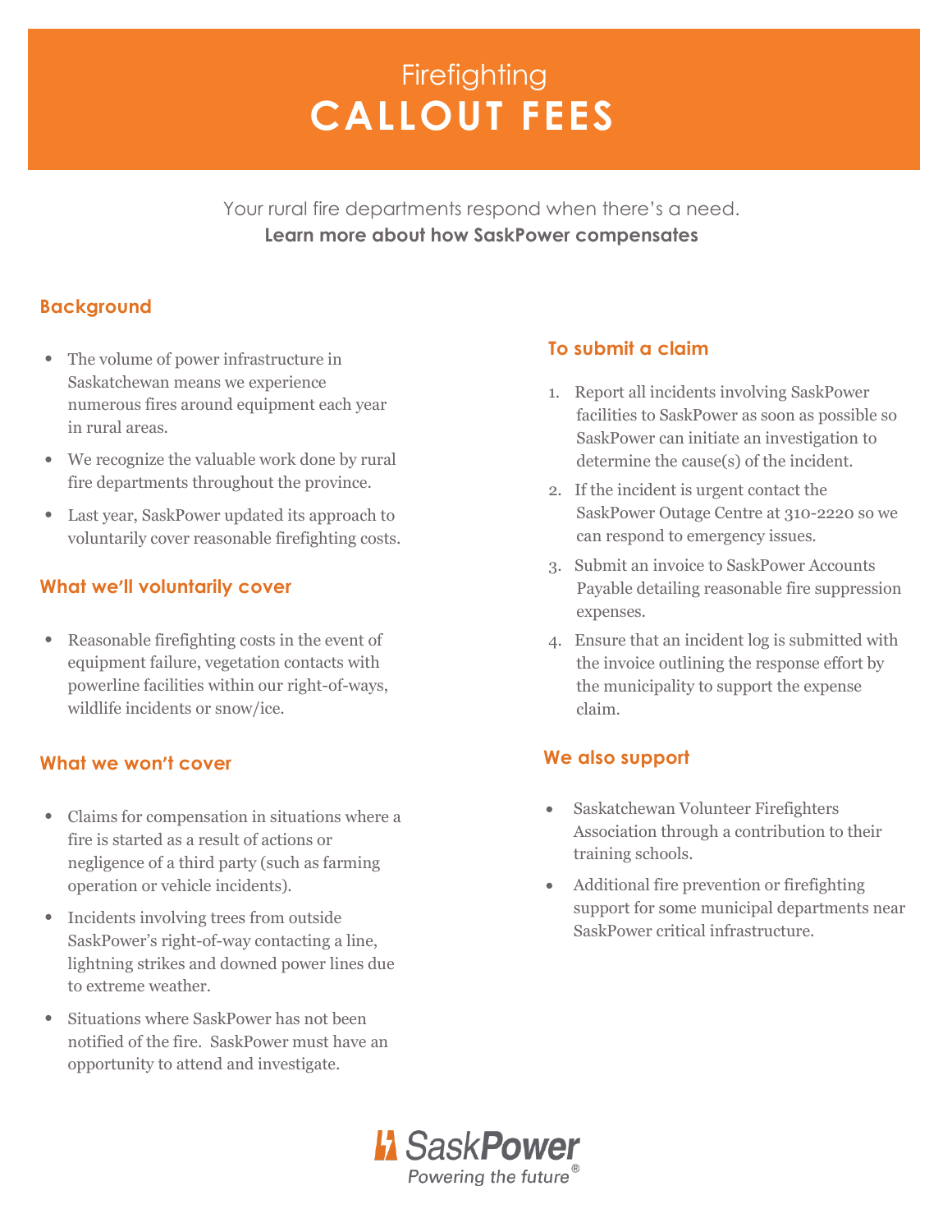# Firefighting
# CALLOUT FEES

Your rural fire departments respond when there's a need.
**Learn more about how SaskPower compensates**

## Background

- The volume of power infrastructure in Saskatchewan means we experience numerous fires around equipment each year in rural areas.
- We recognize the valuable work done by rural fire departments throughout the province.
- Last year, SaskPower updated its approach to voluntarily cover reasonable firefighting costs.

## What we'll voluntarily cover

- Reasonable firefighting costs in the event of equipment failure, vegetation contacts with powerline facilities within our right-of-ways, wildlife incidents or snow/ice.

## What we won't cover

- Claims for compensation in situations where a fire is started as a result of actions or negligence of a third party (such as farming operation or vehicle incidents).
- Incidents involving trees from outside SaskPower's right-of-way contacting a line, lightning strikes and downed power lines due to extreme weather.
- Situations where SaskPower has not been notified of the fire. SaskPower must have an opportunity to attend and investigate.

## To submit a claim

1. Report all incidents involving SaskPower facilities to SaskPower as soon as possible so SaskPower can initiate an investigation to determine the cause(s) of the incident.
2. If the incident is urgent contact the SaskPower Outage Centre at 310-2220 so we can respond to emergency issues.
3. Submit an invoice to SaskPower Accounts Payable detailing reasonable fire suppression expenses.
4. Ensure that an incident log is submitted with the invoice outlining the response effort by the municipality to support the expense claim.

## We also support

- Saskatchewan Volunteer Firefighters Association through a contribution to their training schools.
- Additional fire prevention or firefighting support for some municipal departments near SaskPower critical infrastructure.

SaskPower
Powering the future®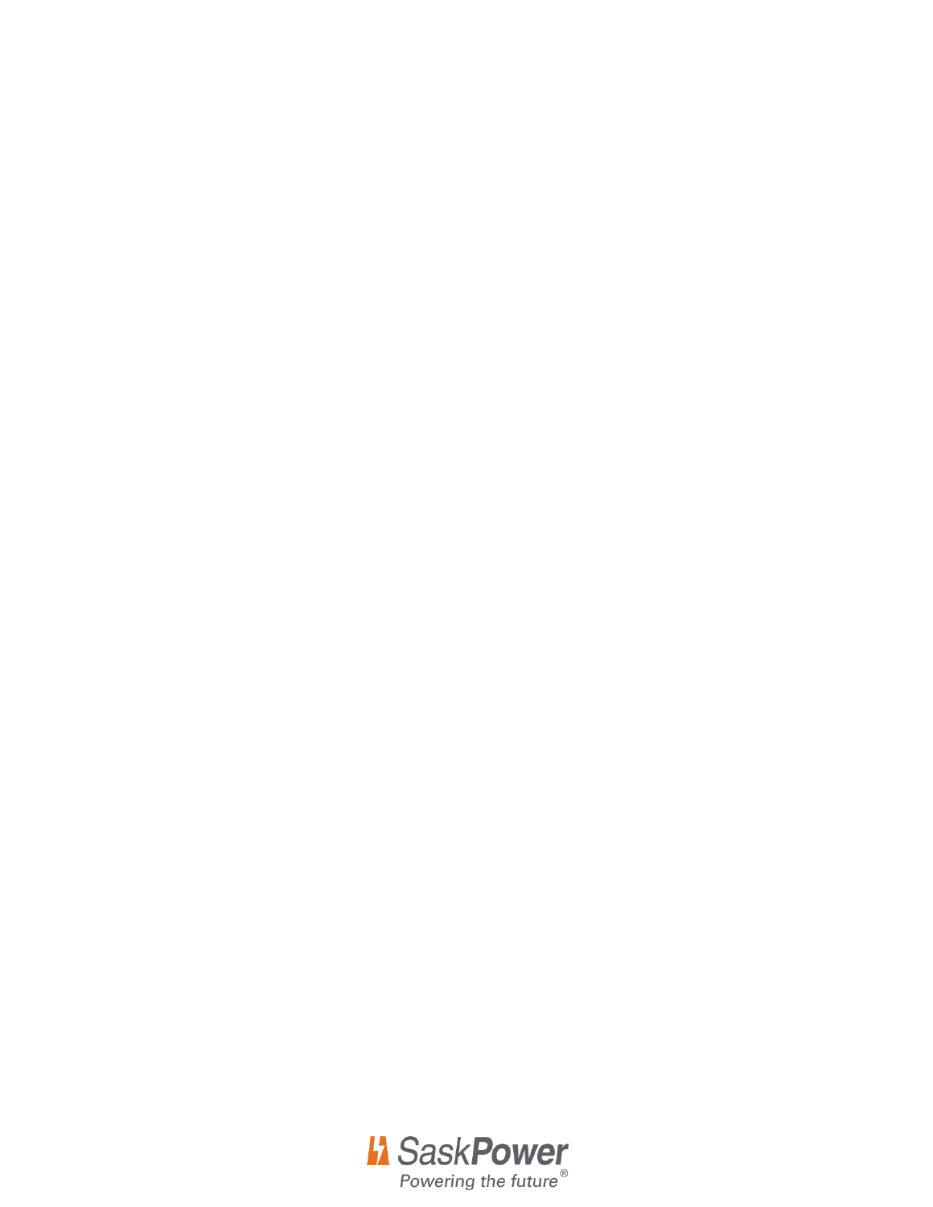SaskPower

Powering the future®